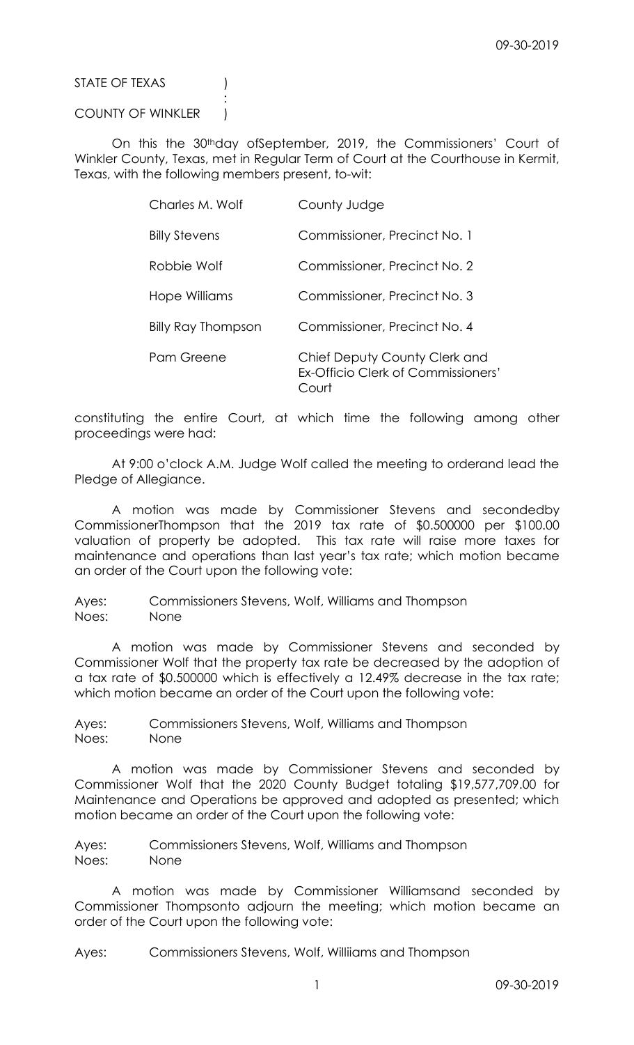STATE OF TEXAS )
:
COUNTY OF WINKLER )

On this the 30th day of September, 2019, the Commissioners' Court of Winkler County, Texas, met in Regular Term of Court at the Courthouse in Kermit, Texas, with the following members present, to-wit:

| | |
|---|---|
| Charles M. Wolf | County Judge |
| Billy Stevens | Commissioner, Precinct No. 1 |
| Robbie Wolf | Commissioner, Precinct No. 2 |
| Hope Williams | Commissioner, Precinct No. 3 |
| Billy Ray Thompson | Commissioner, Precinct No. 4 |
| Pam Greene | Chief Deputy County Clerk and Ex-Officio Clerk of Commissioners' Court |

constituting the entire Court, at which time the following among other proceedings were had:

At 9:00 o'clock A.M. Judge Wolf called the meeting to orderand lead the Pledge of Allegiance.

A motion was made by Commissioner Stevens and secondedby CommissionerThompson that the 2019 tax rate of $0.500000 per $100.00 valuation of property be adopted. This tax rate will raise more taxes for maintenance and operations than last year's tax rate; which motion became an order of the Court upon the following vote:

Ayes: Commissioners Stevens, Wolf, Williams and Thompson
Noes: None

A motion was made by Commissioner Stevens and seconded by Commissioner Wolf that the property tax rate be decreased by the adoption of a tax rate of $0.500000 which is effectively a 12.49% decrease in the tax rate; which motion became an order of the Court upon the following vote:

Ayes: Commissioners Stevens, Wolf, Williams and Thompson
Noes: None

A motion was made by Commissioner Stevens and seconded by Commissioner Wolf that the 2020 County Budget totaling $19,577,709.00 for Maintenance and Operations be approved and adopted as presented; which motion became an order of the Court upon the following vote:

Ayes: Commissioners Stevens, Wolf, Williams and Thompson
Noes: None

A motion was made by Commissioner Williamsand seconded by Commissioner Thompsonto adjourn the meeting; which motion became an order of the Court upon the following vote:

Ayes: Commissioners Stevens, Wolf, Williiams and Thompson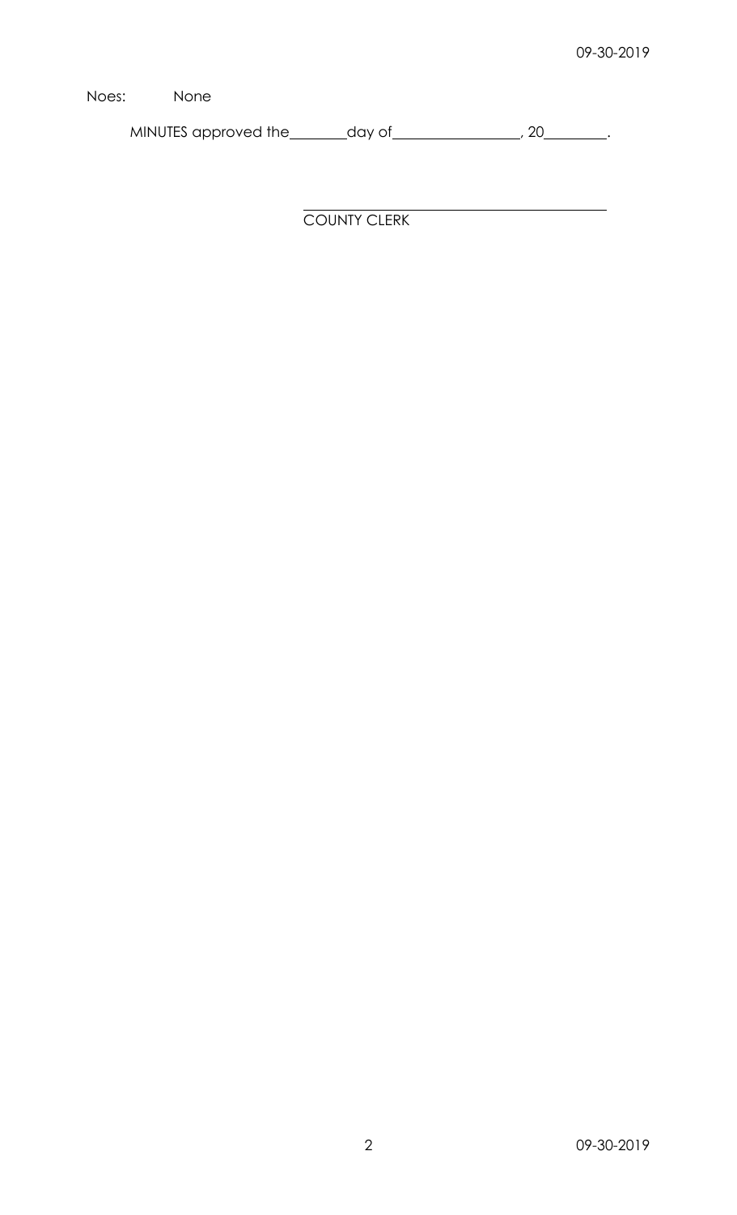Noes: None

MINUTES approved the_______day of________________, 20________.

_____________________________________

COUNTY CLERK